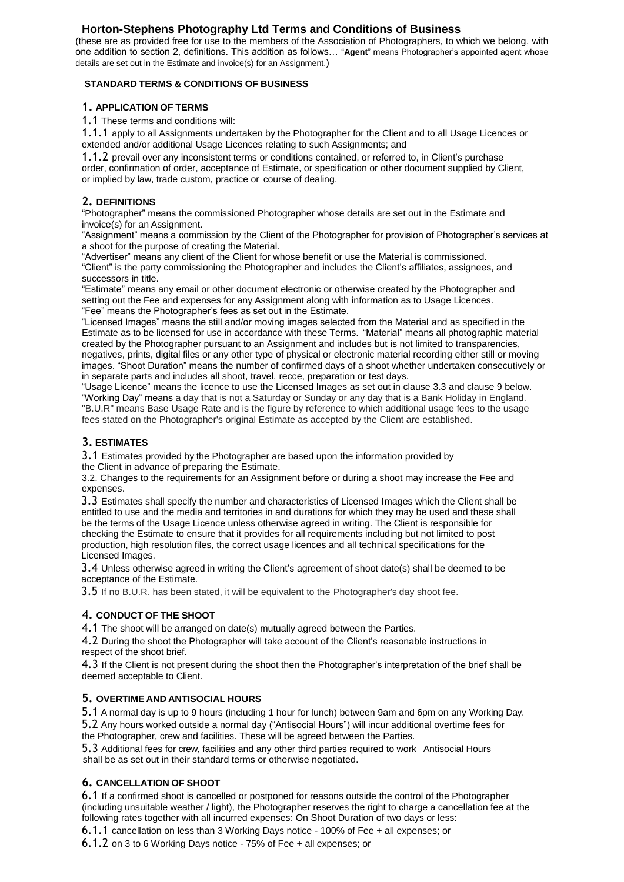# Horton-Stephens Photography Ltd Terms and Conditions of Business

(these are as provided free for use to the members of the Association of Photographers, to which we belong, with one addition to section 2, definitions. This addition as follows… "**Agent**" means Photographer's appointed agent whose details are set out in the Estimate and invoice(s) for an Assignment.)

## STANDARD TERMS & CONDITIONS OF BUSINESS

### 1. APPLICATION OF TERMS

1.1 These terms and conditions will:

1.1.1 apply to all Assignments undertaken by the Photographer for the Client and to all Usage Licences or extended and/or additional Usage Licences relating to such Assignments; and

1.1.2 prevail over any inconsistent terms or conditions contained, or referred to, in Client's purchase order, confirmation of order, acceptance of Estimate, or specification or other document supplied by Client, or implied by law, trade custom, practice or course of dealing.

### 2. DEFINITIONS

"Photographer" means the commissioned Photographer whose details are set out in the Estimate and invoice(s) for an Assignment.

"Assignment" means a commission by the Client of the Photographer for provision of Photographer's services at a shoot for the purpose of creating the Material.

"Advertiser" means any client of the Client for whose benefit or use the Material is commissioned.

"Client" is the party commissioning the Photographer and includes the Client's affiliates, assignees, and successors in title.

"Estimate" means any email or other document electronic or otherwise created by the Photographer and setting out the Fee and expenses for any Assignment along with information as to Usage Licences.

"Fee" means the Photographer's fees as set out in the Estimate.

"Licensed Images" means the still and/or moving images selected from the Material and as specified in the Estimate as to be licensed for use in accordance with these Terms. "Material" means all photographic material created by the Photographer pursuant to an Assignment and includes but is not limited to transparencies, negatives, prints, digital files or any other type of physical or electronic material recording either still or moving images. "Shoot Duration" means the number of confirmed days of a shoot whether undertaken consecutively or in separate parts and includes all shoot, travel, recce, preparation or test days.

"Usage Licence" means the licence to use the Licensed Images as set out in clause 3.3 and clause 9 below.

"Working Day" means a day that is not a Saturday or Sunday or any day that is a Bank Holiday in England.

"B.U.R" means Base Usage Rate and is the figure by reference to which additional usage fees to the usage fees stated on the Photographer's original Estimate as accepted by the Client are established.

### 3. ESTIMATES

3.1 Estimates provided by the Photographer are based upon the information provided by the Client in advance of preparing the Estimate.

3.2. Changes to the requirements for an Assignment before or during a shoot may increase the Fee and expenses.

3.3 Estimates shall specify the number and characteristics of Licensed Images which the Client shall be entitled to use and the media and territories in and durations for which they may be used and these shall be the terms of the Usage Licence unless otherwise agreed in writing. The Client is responsible for checking the Estimate to ensure that it provides for all requirements including but not limited to post production, high resolution files, the correct usage licences and all technical specifications for the Licensed Images.

3.4 Unless otherwise agreed in writing the Client's agreement of shoot date(s) shall be deemed to be acceptance of the Estimate.

3.5 If no B.U.R. has been stated, it will be equivalent to the Photographer's day shoot fee.

### 4. CONDUCT OF THE SHOOT

4.1 The shoot will be arranged on date(s) mutually agreed between the Parties.

4.2 During the shoot the Photographer will take account of the Client's reasonable instructions in respect of the shoot brief.

4.3 If the Client is not present during the shoot then the Photographer's interpretation of the brief shall be deemed acceptable to Client.

### 5. OVERTIME AND ANTISOCIAL HOURS

5.1 A normal day is up to 9 hours (including 1 hour for lunch) between 9am and 6pm on any Working Day.

5.2 Any hours worked outside a normal day ("Antisocial Hours") will incur additional overtime fees for the Photographer, crew and facilities. These will be agreed between the Parties.

5.3 Additional fees for crew, facilities and any other third parties required to work Antisocial Hours shall be as set out in their standard terms or otherwise negotiated.

### 6. CANCELLATION OF SHOOT

6.1 If a confirmed shoot is cancelled or postponed for reasons outside the control of the Photographer (including unsuitable weather / light), the Photographer reserves the right to charge a cancellation fee at the following rates together with all incurred expenses: On Shoot Duration of two days or less:

6.1.1 cancellation on less than 3 Working Days notice - 100% of Fee + all expenses; or

6.1.2 on 3 to 6 Working Days notice - 75% of Fee + all expenses; or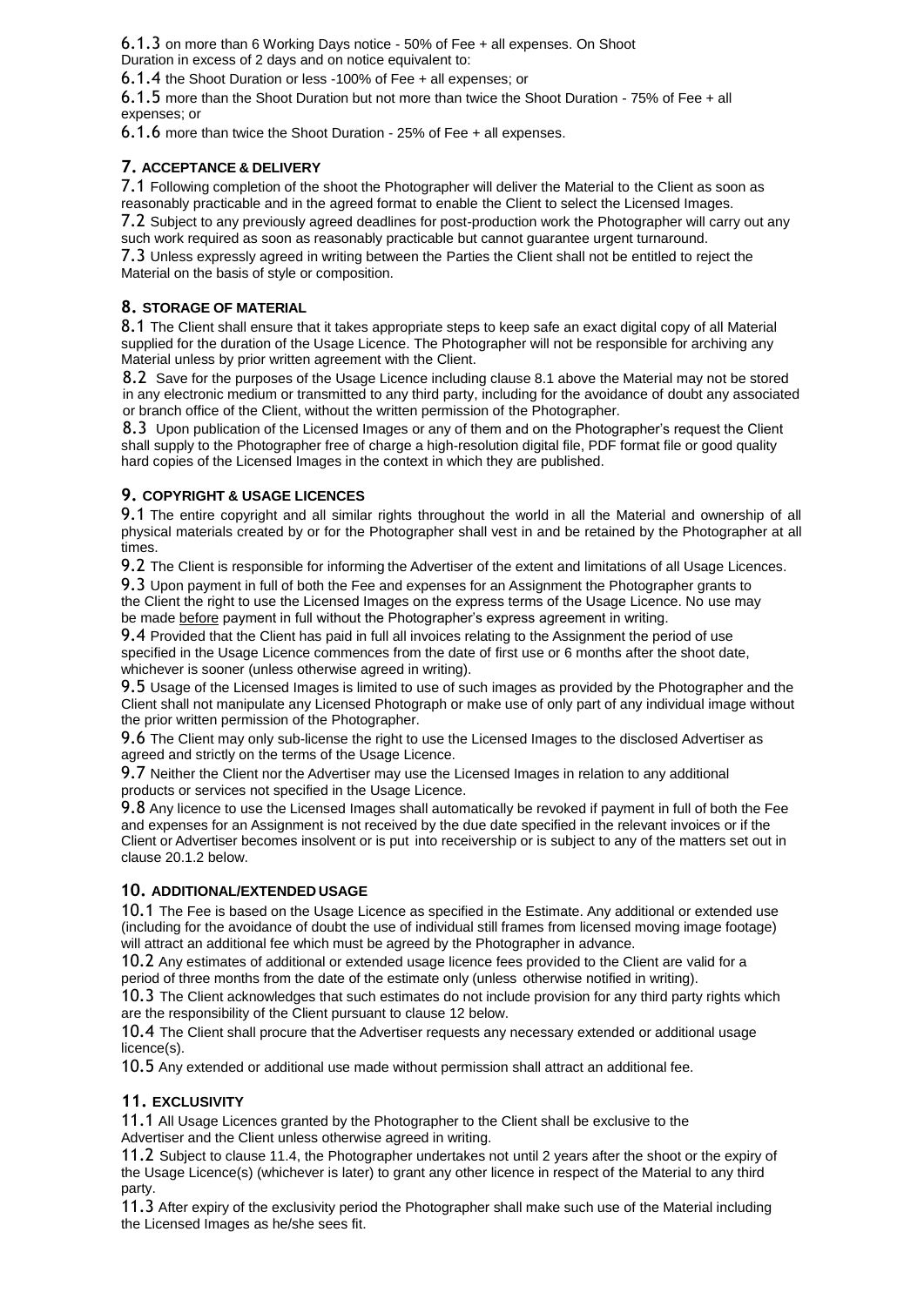6.1.3 on more than 6 Working Days notice - 50% of Fee + all expenses. On Shoot Duration in excess of 2 days and on notice equivalent to:

6.1.4 the Shoot Duration or less -100% of Fee + all expenses; or

6.1.5 more than the Shoot Duration but not more than twice the Shoot Duration - 75% of Fee + all expenses; or

6.1.6 more than twice the Shoot Duration - 25% of Fee + all expenses.

## 7. ACCEPTANCE & DELIVERY

7.1 Following completion of the shoot the Photographer will deliver the Material to the Client as soon as reasonably practicable and in the agreed format to enable the Client to select the Licensed Images.

7.2 Subject to any previously agreed deadlines for post-production work the Photographer will carry out any such work required as soon as reasonably practicable but cannot guarantee urgent turnaround.

7.3 Unless expressly agreed in writing between the Parties the Client shall not be entitled to reject the Material on the basis of style or composition.

## 8. STORAGE OF MATERIAL

8.1 The Client shall ensure that it takes appropriate steps to keep safe an exact digital copy of all Material supplied for the duration of the Usage Licence. The Photographer will not be responsible for archiving any Material unless by prior written agreement with the Client.

8.2 Save for the purposes of the Usage Licence including clause 8.1 above the Material may not be stored in any electronic medium or transmitted to any third party, including for the avoidance of doubt any associated or branch office of the Client, without the written permission of the Photographer.

8.3 Upon publication of the Licensed Images or any of them and on the Photographer's request the Client shall supply to the Photographer free of charge a high-resolution digital file, PDF format file or good quality hard copies of the Licensed Images in the context in which they are published.

## 9. COPYRIGHT & USAGE LICENCES

9.1 The entire copyright and all similar rights throughout the world in all the Material and ownership of all physical materials created by or for the Photographer shall vest in and be retained by the Photographer at all times.

9.2 The Client is responsible for informing the Advertiser of the extent and limitations of all Usage Licences.

9.3 Upon payment in full of both the Fee and expenses for an Assignment the Photographer grants to the Client the right to use the Licensed Images on the express terms of the Usage Licence. No use may be made <u>before</u> payment in full without the Photographer's express agreement in writing.

9.4 Provided that the Client has paid in full all invoices relating to the Assignment the period of use specified in the Usage Licence commences from the date of first use or 6 months after the shoot date, whichever is sooner (unless otherwise agreed in writing).

9.5 Usage of the Licensed Images is limited to use of such images as provided by the Photographer and the Client shall not manipulate any Licensed Photograph or make use of only part of any individual image without the prior written permission of the Photographer.

9.6 The Client may only sub-license the right to use the Licensed Images to the disclosed Advertiser as agreed and strictly on the terms of the Usage Licence.

9.7 Neither the Client nor the Advertiser may use the Licensed Images in relation to any additional products or services not specified in the Usage Licence.

9.8 Any licence to use the Licensed Images shall automatically be revoked if payment in full of both the Fee and expenses for an Assignment is not received by the due date specified in the relevant invoices or if the Client or Advertiser becomes insolvent or is put into receivership or is subject to any of the matters set out in clause 20.1.2 below.

## 10. ADDITIONAL/EXTENDED USAGE

10.1 The Fee is based on the Usage Licence as specified in the Estimate. Any additional or extended use (including for the avoidance of doubt the use of individual still frames from licensed moving image footage) will attract an additional fee which must be agreed by the Photographer in advance.

10.2 Any estimates of additional or extended usage licence fees provided to the Client are valid for a period of three months from the date of the estimate only (unless otherwise notified in writing).

10.3 The Client acknowledges that such estimates do not include provision for any third party rights which are the responsibility of the Client pursuant to clause 12 below.

10.4 The Client shall procure that the Advertiser requests any necessary extended or additional usage licence(s).

10.5 Any extended or additional use made without permission shall attract an additional fee.

## 11. EXCLUSIVITY

11.1 All Usage Licences granted by the Photographer to the Client shall be exclusive to the Advertiser and the Client unless otherwise agreed in writing.

11.2 Subject to clause 11.4, the Photographer undertakes not until 2 years after the shoot or the expiry of the Usage Licence(s) (whichever is later) to grant any other licence in respect of the Material to any third party.

11.3 After expiry of the exclusivity period the Photographer shall make such use of the Material including the Licensed Images as he/she sees fit.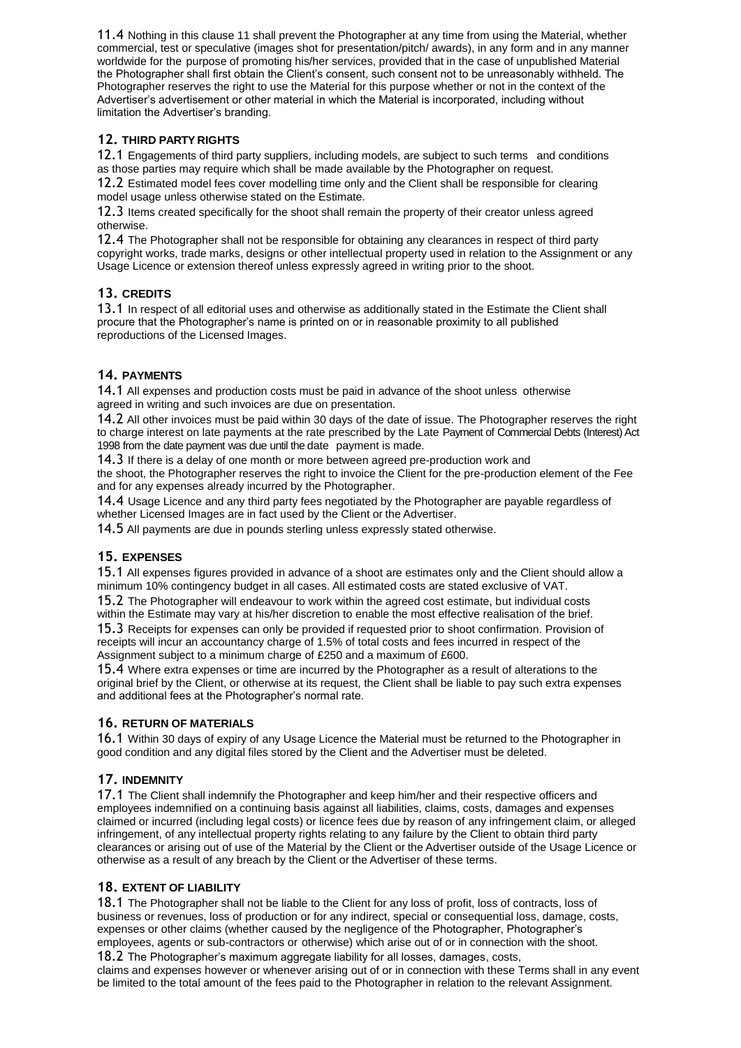11.4 Nothing in this clause 11 shall prevent the Photographer at any time from using the Material, whether commercial, test or speculative (images shot for presentation/pitch/ awards), in any form and in any manner worldwide for the purpose of promoting his/her services, provided that in the case of unpublished Material the Photographer shall first obtain the Client's consent, such consent not to be unreasonably withheld. The Photographer reserves the right to use the Material for this purpose whether or not in the context of the Advertiser's advertisement or other material in which the Material is incorporated, including without limitation the Advertiser's branding.

## 12. THIRD PARTY RIGHTS

12.1 Engagements of third party suppliers, including models, are subject to such terms and conditions as those parties may require which shall be made available by the Photographer on request.

12.2 Estimated model fees cover modelling time only and the Client shall be responsible for clearing model usage unless otherwise stated on the Estimate.

12.3 Items created specifically for the shoot shall remain the property of their creator unless agreed otherwise.

12.4 The Photographer shall not be responsible for obtaining any clearances in respect of third party copyright works, trade marks, designs or other intellectual property used in relation to the Assignment or any Usage Licence or extension thereof unless expressly agreed in writing prior to the shoot.

## 13. CREDITS

13.1 In respect of all editorial uses and otherwise as additionally stated in the Estimate the Client shall procure that the Photographer's name is printed on or in reasonable proximity to all published reproductions of the Licensed Images.

## 14. PAYMENTS

14.1 All expenses and production costs must be paid in advance of the shoot unless otherwise agreed in writing and such invoices are due on presentation.

14.2 All other invoices must be paid within 30 days of the date of issue. The Photographer reserves the right to charge interest on late payments at the rate prescribed by the Late Payment of Commercial Debts (Interest) Act 1998 from the date payment was due until the date payment is made.

14.3 If there is a delay of one month or more between agreed pre-production work and the shoot, the Photographer reserves the right to invoice the Client for the pre-production element of the Fee and for any expenses already incurred by the Photographer.

14.4 Usage Licence and any third party fees negotiated by the Photographer are payable regardless of whether Licensed Images are in fact used by the Client or the Advertiser.

14.5 All payments are due in pounds sterling unless expressly stated otherwise.

## 15. EXPENSES

15.1 All expenses figures provided in advance of a shoot are estimates only and the Client should allow a minimum 10% contingency budget in all cases. All estimated costs are stated exclusive of VAT.

15.2 The Photographer will endeavour to work within the agreed cost estimate, but individual costs within the Estimate may vary at his/her discretion to enable the most effective realisation of the brief.

15.3 Receipts for expenses can only be provided if requested prior to shoot confirmation. Provision of receipts will incur an accountancy charge of 1.5% of total costs and fees incurred in respect of the Assignment subject to a minimum charge of £250 and a maximum of £600.

15.4 Where extra expenses or time are incurred by the Photographer as a result of alterations to the original brief by the Client, or otherwise at its request, the Client shall be liable to pay such extra expenses and additional fees at the Photographer's normal rate.

## 16. RETURN OF MATERIALS

16.1 Within 30 days of expiry of any Usage Licence the Material must be returned to the Photographer in good condition and any digital files stored by the Client and the Advertiser must be deleted.

## 17. INDEMNITY

17.1 The Client shall indemnify the Photographer and keep him/her and their respective officers and employees indemnified on a continuing basis against all liabilities, claims, costs, damages and expenses claimed or incurred (including legal costs) or licence fees due by reason of any infringement claim, or alleged infringement, of any intellectual property rights relating to any failure by the Client to obtain third party clearances or arising out of use of the Material by the Client or the Advertiser outside of the Usage Licence or otherwise as a result of any breach by the Client or the Advertiser of these terms.

## 18. EXTENT OF LIABILITY

18.1 The Photographer shall not be liable to the Client for any loss of profit, loss of contracts, loss of business or revenues, loss of production or for any indirect, special or consequential loss, damage, costs, expenses or other claims (whether caused by the negligence of the Photographer, Photographer's employees, agents or sub-contractors or otherwise) which arise out of or in connection with the shoot.

18.2 The Photographer's maximum aggregate liability for all losses, damages, costs, claims and expenses however or whenever arising out of or in connection with these Terms shall in any event be limited to the total amount of the fees paid to the Photographer in relation to the relevant Assignment.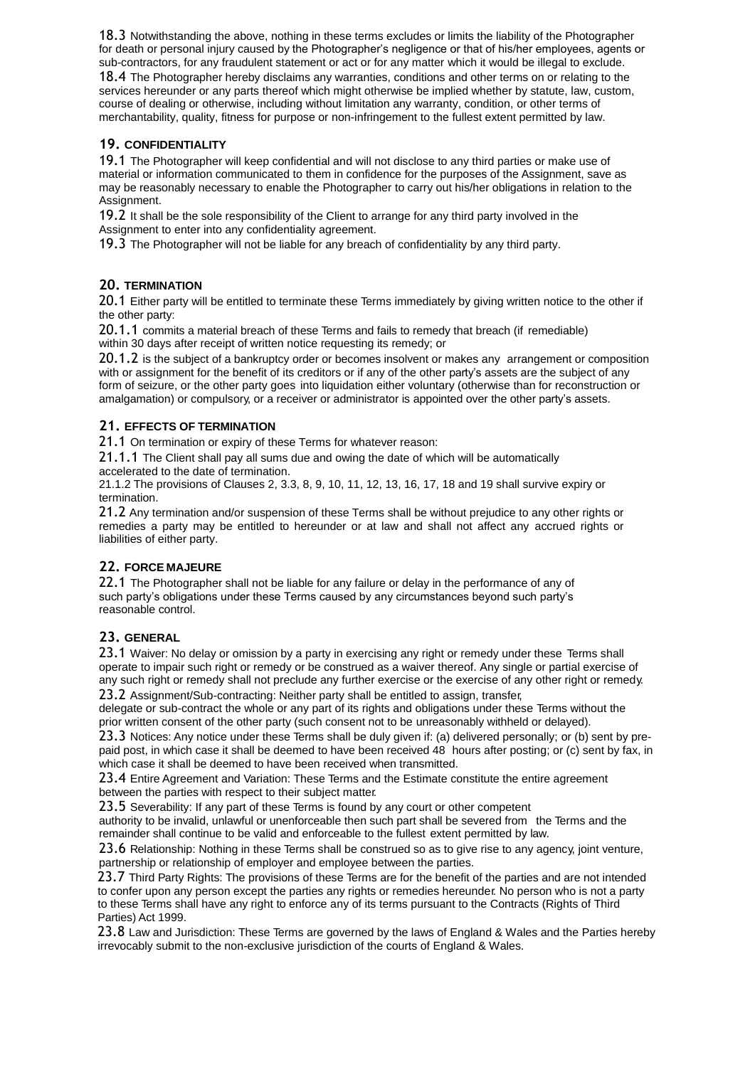18.3 Notwithstanding the above, nothing in these terms excludes or limits the liability of the Photographer for death or personal injury caused by the Photographer's negligence or that of his/her employees, agents or sub-contractors, for any fraudulent statement or act or for any matter which it would be illegal to exclude.

18.4 The Photographer hereby disclaims any warranties, conditions and other terms on or relating to the services hereunder or any parts thereof which might otherwise be implied whether by statute, law, custom, course of dealing or otherwise, including without limitation any warranty, condition, or other terms of merchantability, quality, fitness for purpose or non-infringement to the fullest extent permitted by law.

## 19. CONFIDENTIALITY

19.1 The Photographer will keep confidential and will not disclose to any third parties or make use of material or information communicated to them in confidence for the purposes of the Assignment, save as may be reasonably necessary to enable the Photographer to carry out his/her obligations in relation to the Assignment.

19.2 It shall be the sole responsibility of the Client to arrange for any third party involved in the Assignment to enter into any confidentiality agreement.

19.3 The Photographer will not be liable for any breach of confidentiality by any third party.

## 20. TERMINATION

20.1 Either party will be entitled to terminate these Terms immediately by giving written notice to the other if the other party:

20.1.1 commits a material breach of these Terms and fails to remedy that breach (if remediable) within 30 days after receipt of written notice requesting its remedy; or

20.1.2 is the subject of a bankruptcy order or becomes insolvent or makes any arrangement or composition with or assignment for the benefit of its creditors or if any of the other party's assets are the subject of any form of seizure, or the other party goes into liquidation either voluntary (otherwise than for reconstruction or amalgamation) or compulsory, or a receiver or administrator is appointed over the other party's assets.

## 21. EFFECTS OF TERMINATION

21.1 On termination or expiry of these Terms for whatever reason:

21.1.1 The Client shall pay all sums due and owing the date of which will be automatically accelerated to the date of termination.

21.1.2 The provisions of Clauses 2, 3.3, 8, 9, 10, 11, 12, 13, 16, 17, 18 and 19 shall survive expiry or termination.

21.2 Any termination and/or suspension of these Terms shall be without prejudice to any other rights or remedies a party may be entitled to hereunder or at law and shall not affect any accrued rights or liabilities of either party.

## 22. FORCE MAJEURE

22.1 The Photographer shall not be liable for any failure or delay in the performance of any of such party's obligations under these Terms caused by any circumstances beyond such party's reasonable control.

## 23. GENERAL

23.1 Waiver: No delay or omission by a party in exercising any right or remedy under these Terms shall operate to impair such right or remedy or be construed as a waiver thereof. Any single or partial exercise of any such right or remedy shall not preclude any further exercise or the exercise of any other right or remedy.

23.2 Assignment/Sub-contracting: Neither party shall be entitled to assign, transfer, delegate or sub-contract the whole or any part of its rights and obligations under these Terms without the prior written consent of the other party (such consent not to be unreasonably withheld or delayed).

23.3 Notices: Any notice under these Terms shall be duly given if: (a) delivered personally; or (b) sent by pre-paid post, in which case it shall be deemed to have been received 48 hours after posting; or (c) sent by fax, in which case it shall be deemed to have been received when transmitted.

23.4 Entire Agreement and Variation: These Terms and the Estimate constitute the entire agreement between the parties with respect to their subject matter.

23.5 Severability: If any part of these Terms is found by any court or other competent authority to be invalid, unlawful or unenforceable then such part shall be severed from the Terms and the remainder shall continue to be valid and enforceable to the fullest extent permitted by law.

23.6 Relationship: Nothing in these Terms shall be construed so as to give rise to any agency, joint venture, partnership or relationship of employer and employee between the parties.

23.7 Third Party Rights: The provisions of these Terms are for the benefit of the parties and are not intended to confer upon any person except the parties any rights or remedies hereunder. No person who is not a party to these Terms shall have any right to enforce any of its terms pursuant to the Contracts (Rights of Third Parties) Act 1999.

23.8 Law and Jurisdiction: These Terms are governed by the laws of England & Wales and the Parties hereby irrevocably submit to the non-exclusive jurisdiction of the courts of England & Wales.